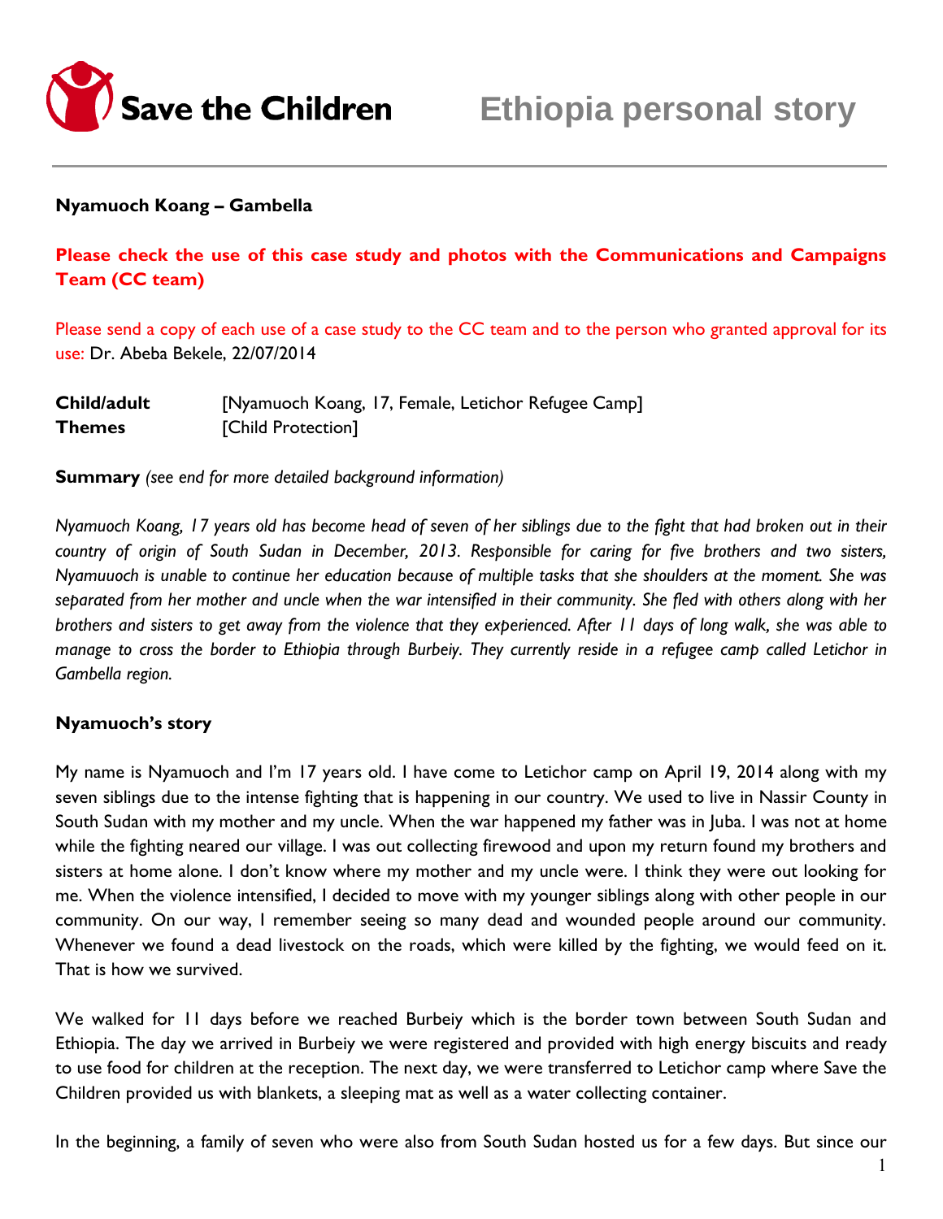Save the Children

# Ethiopia personal story

**Nyamuoch Koang – Gambella**

**Please check the use of this case study and photos with the Communications and Campaigns Team (CC team)**

Please send a copy of each use of a case study to the CC team and to the person who granted approval for its use: Dr. Abeba Bekele, 22/07/2014

| | |
|---|---|
| **Child/adult** | [Nyamuoch Koang, 17, Female, Letichor Refugee Camp] |
| **Themes** | [Child Protection] |

**Summary** *(see end for more detailed background information)*

*Nyamuoch Koang, 17 years old has become head of seven of her siblings due to the fight that had broken out in their country of origin of South Sudan in December, 2013. Responsible for caring for five brothers and two sisters, Nyamuuoch is unable to continue her education because of multiple tasks that she shoulders at the moment. She was separated from her mother and uncle when the war intensified in their community. She fled with others along with her brothers and sisters to get away from the violence that they experienced. After 11 days of long walk, she was able to manage to cross the border to Ethiopia through Burbeiy. They currently reside in a refugee camp called Letichor in Gambella region.*

**Nyamuoch's story**

My name is Nyamuoch and I'm 17 years old. I have come to Letichor camp on April 19, 2014 along with my seven siblings due to the intense fighting that is happening in our country. We used to live in Nassir County in South Sudan with my mother and my uncle. When the war happened my father was in Juba. I was not at home while the fighting neared our village. I was out collecting firewood and upon my return found my brothers and sisters at home alone. I don't know where my mother and my uncle were. I think they were out looking for me. When the violence intensified, I decided to move with my younger siblings along with other people in our community. On our way, I remember seeing so many dead and wounded people around our community. Whenever we found a dead livestock on the roads, which were killed by the fighting, we would feed on it. That is how we survived.

We walked for 11 days before we reached Burbeiy which is the border town between South Sudan and Ethiopia. The day we arrived in Burbeiy we were registered and provided with high energy biscuits and ready to use food for children at the reception. The next day, we were transferred to Letichor camp where Save the Children provided us with blankets, a sleeping mat as well as a water collecting container.

In the beginning, a family of seven who were also from South Sudan hosted us for a few days. But since our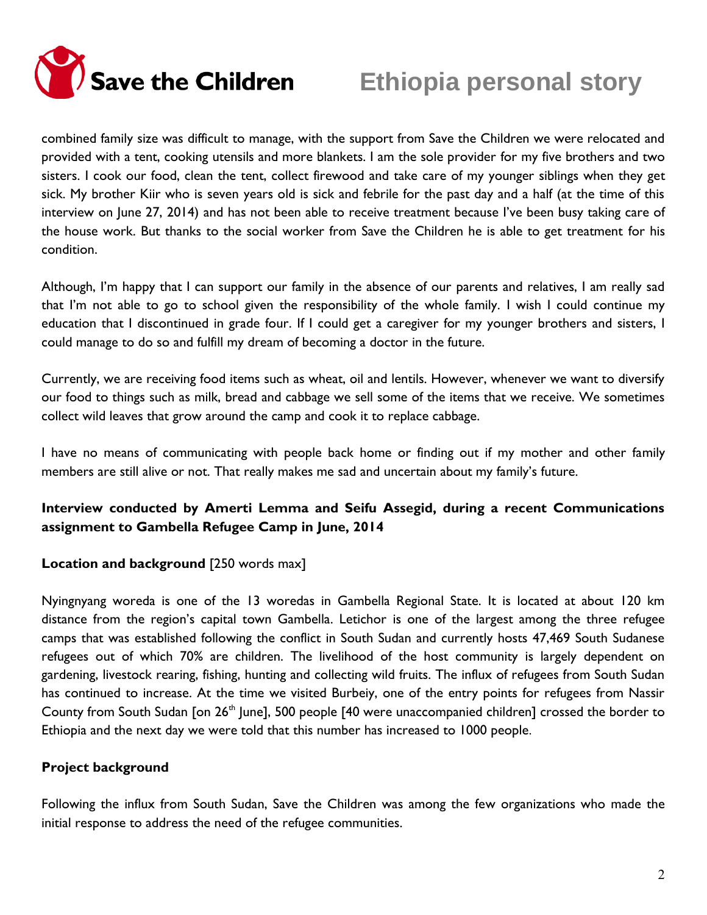combined family size was difficult to manage, with the support from Save the Children we were relocated and provided with a tent, cooking utensils and more blankets. I am the sole provider for my five brothers and two sisters. I cook our food, clean the tent, collect firewood and take care of my younger siblings when they get sick. My brother Kiir who is seven years old is sick and febrile for the past day and a half (at the time of this interview on June 27, 2014) and has not been able to receive treatment because I've been busy taking care of the house work. But thanks to the social worker from Save the Children he is able to get treatment for his condition.

Although, I'm happy that I can support our family in the absence of our parents and relatives, I am really sad that I'm not able to go to school given the responsibility of the whole family. I wish I could continue my education that I discontinued in grade four. If I could get a caregiver for my younger brothers and sisters, I could manage to do so and fulfill my dream of becoming a doctor in the future.

Currently, we are receiving food items such as wheat, oil and lentils. However, whenever we want to diversify our food to things such as milk, bread and cabbage we sell some of the items that we receive. We sometimes collect wild leaves that grow around the camp and cook it to replace cabbage.

I have no means of communicating with people back home or finding out if my mother and other family members are still alive or not. That really makes me sad and uncertain about my family's future.

**Interview conducted by Amerti Lemma and Seifu Assegid, during a recent Communications assignment to Gambella Refugee Camp in June, 2014**

**Location and background** [250 words max]

Nyingnyang woreda is one of the 13 woredas in Gambella Regional State. It is located at about 120 km distance from the region's capital town Gambella. Letichor is one of the largest among the three refugee camps that was established following the conflict in South Sudan and currently hosts 47,469 South Sudanese refugees out of which 70% are children. The livelihood of the host community is largely dependent on gardening, livestock rearing, fishing, hunting and collecting wild fruits. The influx of refugees from South Sudan has continued to increase. At the time we visited Burbeiy, one of the entry points for refugees from Nassir County from South Sudan [on 26th June], 500 people [40 were unaccompanied children] crossed the border to Ethiopia and the next day we were told that this number has increased to 1000 people.

**Project background**

Following the influx from South Sudan, Save the Children was among the few organizations who made the initial response to address the need of the refugee communities.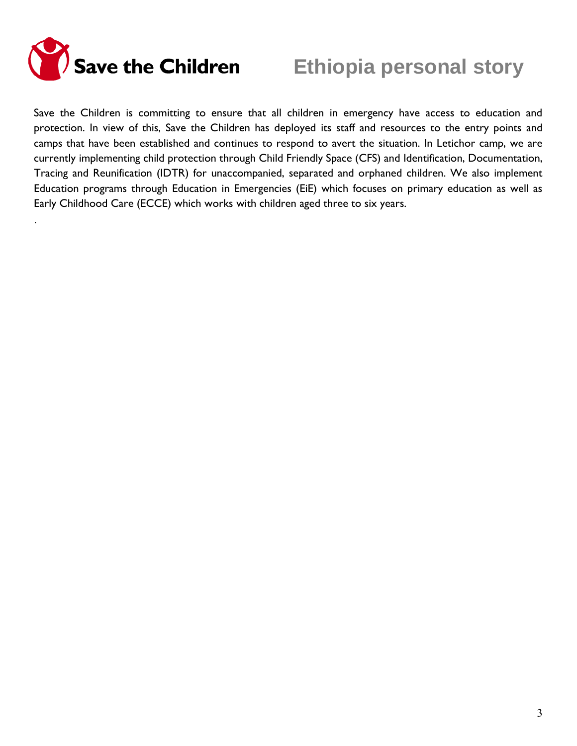Save the Children is committing to ensure that all children in emergency have access to education and protection. In view of this, Save the Children has deployed its staff and resources to the entry points and camps that have been established and continues to respond to avert the situation. In Letichor camp, we are currently implementing child protection through Child Friendly Space (CFS) and Identification, Documentation, Tracing and Reunification (IDTR) for unaccompanied, separated and orphaned children. We also implement Education programs through Education in Emergencies (EiE) which focuses on primary education as well as Early Childhood Care (ECCE) which works with children aged three to six years.

.